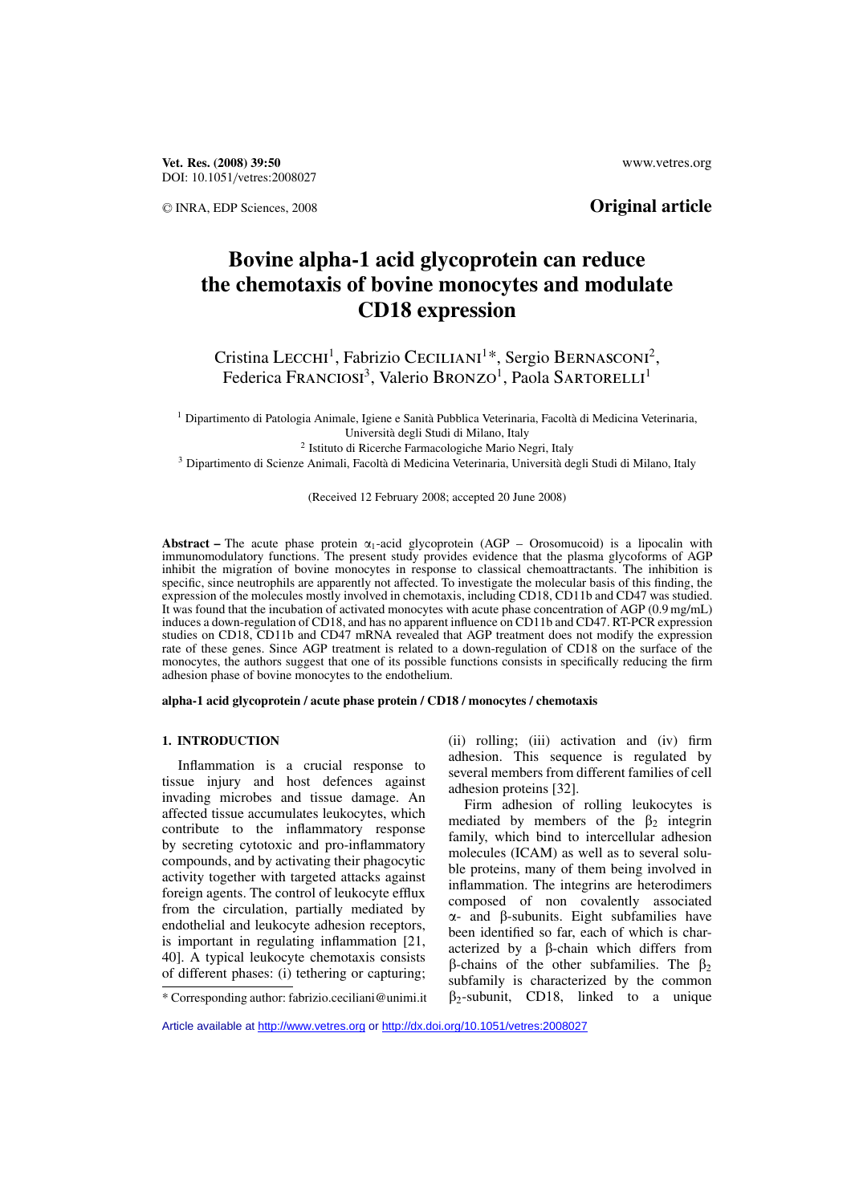Vet. Res. (2008) 39:50
DOI: 10.1051/vetres:2008027

© INRA, EDP Sciences, 2008

**Original article**

# Bovine alpha-1 acid glycoprotein can reduce the chemotaxis of bovine monocytes and modulate CD18 expression

Cristina Lecchi[1], Fabrizio Ceciliani[1]*, Sergio Bernasconi[2], Federica Franciosi[3], Valerio Bronzo[1], Paola Sartorelli[1]

[1] Dipartimento di Patologia Animale, Igiene e Sanità Pubblica Veterinaria, Facoltà di Medicina Veterinaria, Università degli Studi di Milano, Italy
[2] Istituto di Ricerche Farmacologiche Mario Negri, Italy
[3] Dipartimento di Scienze Animali, Facoltà di Medicina Veterinaria, Università degli Studi di Milano, Italy

(Received 12 February 2008; accepted 20 June 2008)

**Abstract –** The acute phase protein $\alpha_1$-acid glycoprotein (AGP – Orosomucoid) is a lipocalin with immunomodulatory functions. The present study provides evidence that the plasma glycoforms of AGP inhibit the migration of bovine monocytes in response to classical chemoattractants. The inhibition is specific, since neutrophils are apparently not affected. To investigate the molecular basis of this finding, the expression of the molecules mostly involved in chemotaxis, including CD18, CD11b and CD47 was studied. It was found that the incubation of activated monocytes with acute phase concentration of AGP (0.9 mg/mL) induces a down-regulation of CD18, and has no apparent influence on CD11b and CD47. RT-PCR expression studies on CD18, CD11b and CD47 mRNA revealed that AGP treatment does not modify the expression rate of these genes. Since AGP treatment is related to a down-regulation of CD18 on the surface of the monocytes, the authors suggest that one of its possible functions consists in specifically reducing the firm adhesion phase of bovine monocytes to the endothelium.

**alpha-1 acid glycoprotein / acute phase protein / CD18 / monocytes / chemotaxis**

## 1. INTRODUCTION

Inflammation is a crucial response to tissue injury and host defences against invading microbes and tissue damage. An affected tissue accumulates leukocytes, which contribute to the inflammatory response by secreting cytotoxic and pro-inflammatory compounds, and by activating their phagocytic activity together with targeted attacks against foreign agents. The control of leukocyte efflux from the circulation, partially mediated by endothelial and leukocyte adhesion receptors, is important in regulating inflammation [21, 40]. A typical leukocyte chemotaxis consists of different phases: (i) tethering or capturing; (ii) rolling; (iii) activation and (iv) firm adhesion. This sequence is regulated by several members from different families of cell adhesion proteins [32].

Firm adhesion of rolling leukocytes is mediated by members of the $\beta_2$ integrin family, which bind to intercellular adhesion molecules (ICAM) as well as to several soluble proteins, many of them being involved in inflammation. The integrins are heterodimers composed of non covalently associated $\alpha$- and $\beta$-subunits. Eight subfamilies have been identified so far, each of which is characterized by a $\beta$-chain which differs from $\beta$-chains of the other subfamilies. The $\beta_2$ subfamily is characterized by the common $\beta_2$-subunit, CD18, linked to a unique

\* Corresponding author: fabrizio.ceciliani@unimi.it

Article available at http://www.vetres.org or http://dx.doi.org/10.1051/vetres:2008027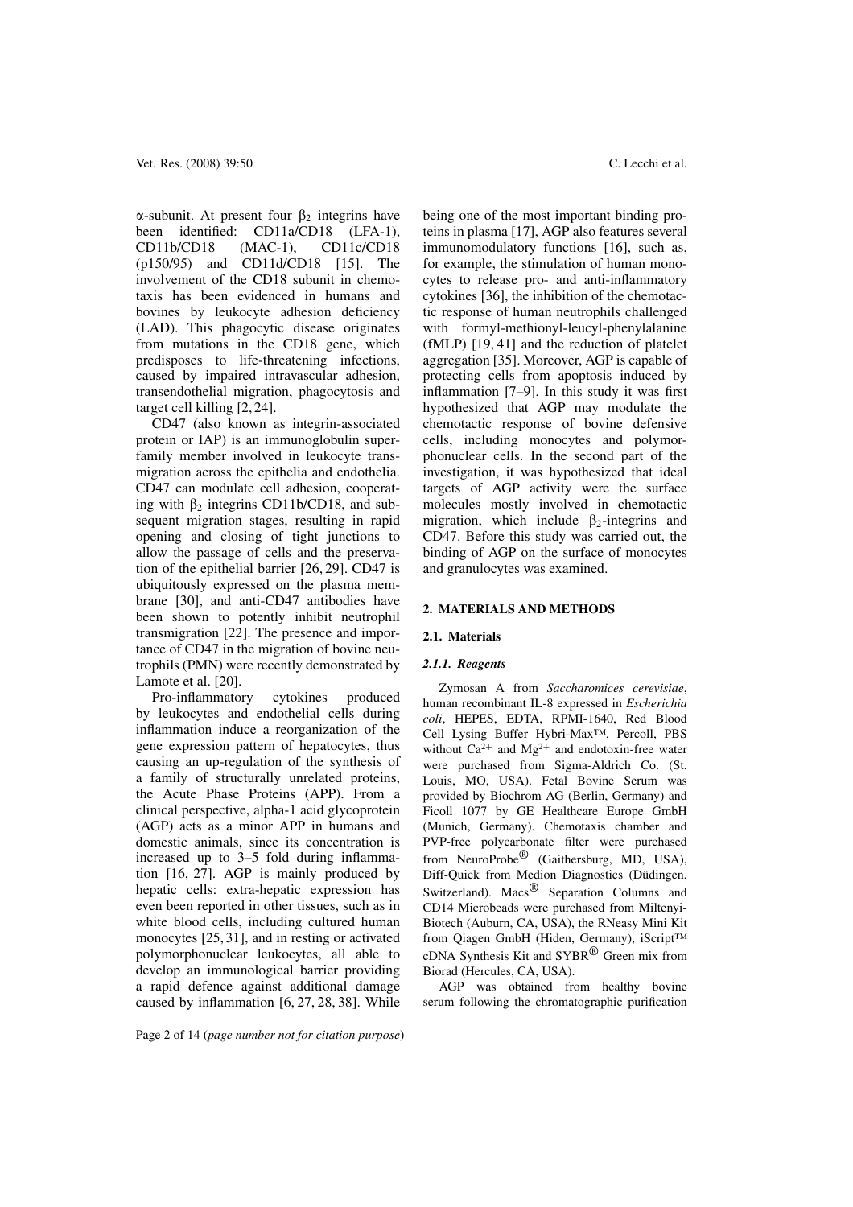α-subunit. At present four $\beta_2$ integrins have been identified: CD11a/CD18 (LFA-1), CD11b/CD18 (MAC-1), CD11c/CD18 (p150/95) and CD11d/CD18 [15]. The involvement of the CD18 subunit in chemotaxis has been evidenced in humans and bovines by leukocyte adhesion deficiency (LAD). This phagocytic disease originates from mutations in the CD18 gene, which predisposes to life-threatening infections, caused by impaired intravascular adhesion, transendothelial migration, phagocytosis and target cell killing [2, 24].

CD47 (also known as integrin-associated protein or IAP) is an immunoglobulin superfamily member involved in leukocyte transmigration across the epithelia and endothelia. CD47 can modulate cell adhesion, cooperating with $\beta_2$ integrins CD11b/CD18, and subsequent migration stages, resulting in rapid opening and closing of tight junctions to allow the passage of cells and the preservation of the epithelial barrier [26, 29]. CD47 is ubiquitously expressed on the plasma membrane [30], and anti-CD47 antibodies have been shown to potently inhibit neutrophil transmigration [22]. The presence and importance of CD47 in the migration of bovine neutrophils (PMN) were recently demonstrated by Lamote et al. [20].

Pro-inflammatory cytokines produced by leukocytes and endothelial cells during inflammation induce a reorganization of the gene expression pattern of hepatocytes, thus causing an up-regulation of the synthesis of a family of structurally unrelated proteins, the Acute Phase Proteins (APP). From a clinical perspective, alpha-1 acid glycoprotein (AGP) acts as a minor APP in humans and domestic animals, since its concentration is increased up to 3–5 fold during inflammation [16, 27]. AGP is mainly produced by hepatic cells: extra-hepatic expression has even been reported in other tissues, such as in white blood cells, including cultured human monocytes [25, 31], and in resting or activated polymorphonuclear leukocytes, all able to develop an immunological barrier providing a rapid defence against additional damage caused by inflammation [6, 27, 28, 38]. While being one of the most important binding proteins in plasma [17], AGP also features several immunomodulatory functions [16], such as, for example, the stimulation of human monocytes to release pro- and anti-inflammatory cytokines [36], the inhibition of the chemotactic response of human neutrophils challenged with formyl-methionyl-leucyl-phenylalanine (fMLP) [19, 41] and the reduction of platelet aggregation [35]. Moreover, AGP is capable of protecting cells from apoptosis induced by inflammation [7–9]. In this study it was first hypothesized that AGP may modulate the chemotactic response of bovine defensive cells, including monocytes and polymorphonuclear cells. In the second part of the investigation, it was hypothesized that ideal targets of AGP activity were the surface molecules mostly involved in chemotactic migration, which include $\beta_2$-integrins and CD47. Before this study was carried out, the binding of AGP on the surface of monocytes and granulocytes was examined.

## 2. MATERIALS AND METHODS

### 2.1. Materials

#### *2.1.1. Reagents*

Zymosan A from *Saccharomices cerevisiae*, human recombinant IL-8 expressed in *Escherichia coli*, HEPES, EDTA, RPMI-1640, Red Blood Cell Lysing Buffer Hybri-Max™, Percoll, PBS without $Ca^{2+}$ and $Mg^{2+}$ and endotoxin-free water were purchased from Sigma-Aldrich Co. (St. Louis, MO, USA). Fetal Bovine Serum was provided by Biochrom AG (Berlin, Germany) and Ficoll 1077 by GE Healthcare Europe GmbH (Munich, Germany). Chemotaxis chamber and PVP-free polycarbonate filter were purchased from NeuroProbe® (Gaithersburg, MD, USA), Diff-Quick from Medion Diagnostics (Düdingen, Switzerland). Macs® Separation Columns and CD14 Microbeads were purchased from Miltenyi-Biotech (Auburn, CA, USA), the RNeasy Mini Kit from Qiagen GmbH (Hiden, Germany), iScript™ cDNA Synthesis Kit and SYBR® Green mix from Biorad (Hercules, CA, USA).

AGP was obtained from healthy bovine serum following the chromatographic purification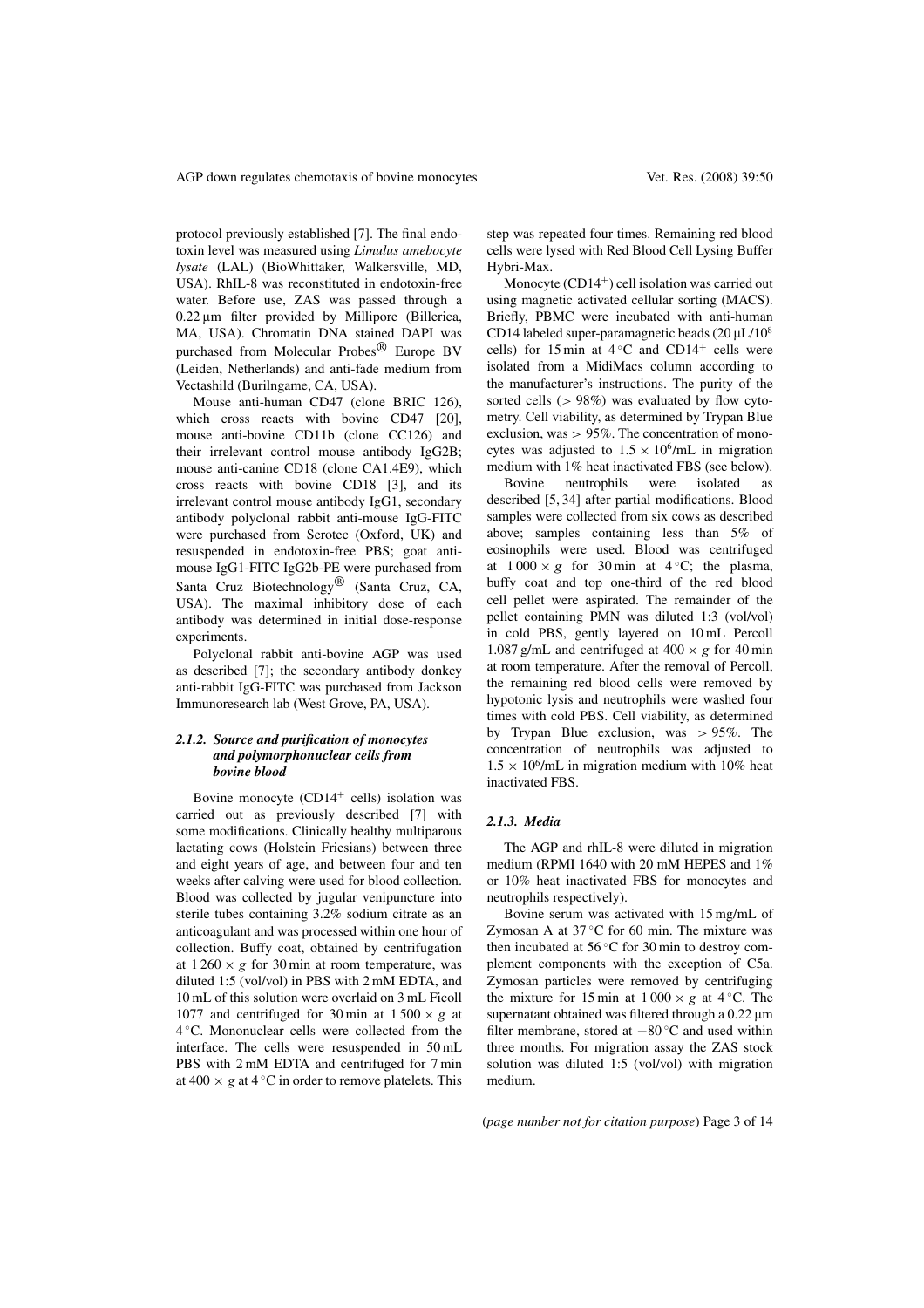protocol previously established [7]. The final endotoxin level was measured using *Limulus amebocyte lysate* (LAL) (BioWhittaker, Walkersville, MD, USA). RhIL-8 was reconstituted in endotoxin-free water. Before use, ZAS was passed through a 0.22 µm filter provided by Millipore (Billerica, MA, USA). Chromatin DNA stained DAPI was purchased from Molecular Probes® Europe BV (Leiden, Netherlands) and anti-fade medium from Vectashild (Burilngame, CA, USA).

Mouse anti-human CD47 (clone BRIC 126), which cross reacts with bovine CD47 [20], mouse anti-bovine CD11b (clone CC126) and their irrelevant control mouse antibody IgG2B; mouse anti-canine CD18 (clone CA1.4E9), which cross reacts with bovine CD18 [3], and its irrelevant control mouse antibody IgG1, secondary antibody polyclonal rabbit anti-mouse IgG-FITC were purchased from Serotec (Oxford, UK) and resuspended in endotoxin-free PBS; goat anti-mouse IgG1-FITC IgG2b-PE were purchased from Santa Cruz Biotechnology® (Santa Cruz, CA, USA). The maximal inhibitory dose of each antibody was determined in initial dose-response experiments.

Polyclonal rabbit anti-bovine AGP was used as described [7]; the secondary antibody donkey anti-rabbit IgG-FITC was purchased from Jackson Immunoresearch lab (West Grove, PA, USA).

#### *2.1.2. Source and purification of monocytes and polymorphonuclear cells from bovine blood*

Bovine monocyte ($CD14^+$ cells) isolation was carried out as previously described [7] with some modifications. Clinically healthy multiparous lactating cows (Holstein Friesians) between three and eight years of age, and between four and ten weeks after calving were used for blood collection. Blood was collected by jugular venipuncture into sterile tubes containing 3.2% sodium citrate as an anticoagulant and was processed within one hour of collection. Buffy coat, obtained by centrifugation at $1\,260 \times g$ for 30 min at room temperature, was diluted 1:5 (vol/vol) in PBS with 2 mM EDTA, and 10 mL of this solution were overlaid on 3 mL Ficoll 1077 and centrifuged for 30 min at $1\,500 \times g$ at 4 °C. Mononuclear cells were collected from the interface. The cells were resuspended in 50 mL PBS with 2 mM EDTA and centrifuged for 7 min at $400 \times g$ at 4 °C in order to remove platelets. This step was repeated four times. Remaining red blood cells were lysed with Red Blood Cell Lysing Buffer Hybri-Max.

Monocyte ($CD14^+$) cell isolation was carried out using magnetic activated cellular sorting (MACS). Briefly, PBMC were incubated with anti-human CD14 labeled super-paramagnetic beads (20 µL/$10^8$ cells) for 15 min at 4 °C and $CD14^+$ cells were isolated from a MidiMacs column according to the manufacturer's instructions. The purity of the sorted cells (> 98%) was evaluated by flow cytometry. Cell viability, as determined by Trypan Blue exclusion, was > 95%. The concentration of monocytes was adjusted to $1.5 \times 10^6$/mL in migration medium with 1% heat inactivated FBS (see below).

Bovine neutrophils were isolated as described [5, 34] after partial modifications. Blood samples were collected from six cows as described above; samples containing less than 5% of eosinophils were used. Blood was centrifuged at $1\,000 \times g$ for 30 min at 4 °C; the plasma, buffy coat and top one-third of the red blood cell pellet were aspirated. The remainder of the pellet containing PMN was diluted 1:3 (vol/vol) in cold PBS, gently layered on 10 mL Percoll 1.087 g/mL and centrifuged at $400 \times g$ for 40 min at room temperature. After the removal of Percoll, the remaining red blood cells were removed by hypotonic lysis and neutrophils were washed four times with cold PBS. Cell viability, as determined by Trypan Blue exclusion, was > 95%. The concentration of neutrophils was adjusted to $1.5 \times 10^6$/mL in migration medium with 10% heat inactivated FBS.

#### *2.1.3. Media*

The AGP and rhIL-8 were diluted in migration medium (RPMI 1640 with 20 mM HEPES and 1% or 10% heat inactivated FBS for monocytes and neutrophils respectively).

Bovine serum was activated with 15 mg/mL of Zymosan A at 37 °C for 60 min. The mixture was then incubated at 56 °C for 30 min to destroy complement components with the exception of C5a. Zymosan particles were removed by centrifuging the mixture for 15 min at $1\,000 \times g$ at 4 °C. The supernatant obtained was filtered through a 0.22 µm filter membrane, stored at −80 °C and used within three months. For migration assay the ZAS stock solution was diluted 1:5 (vol/vol) with migration medium.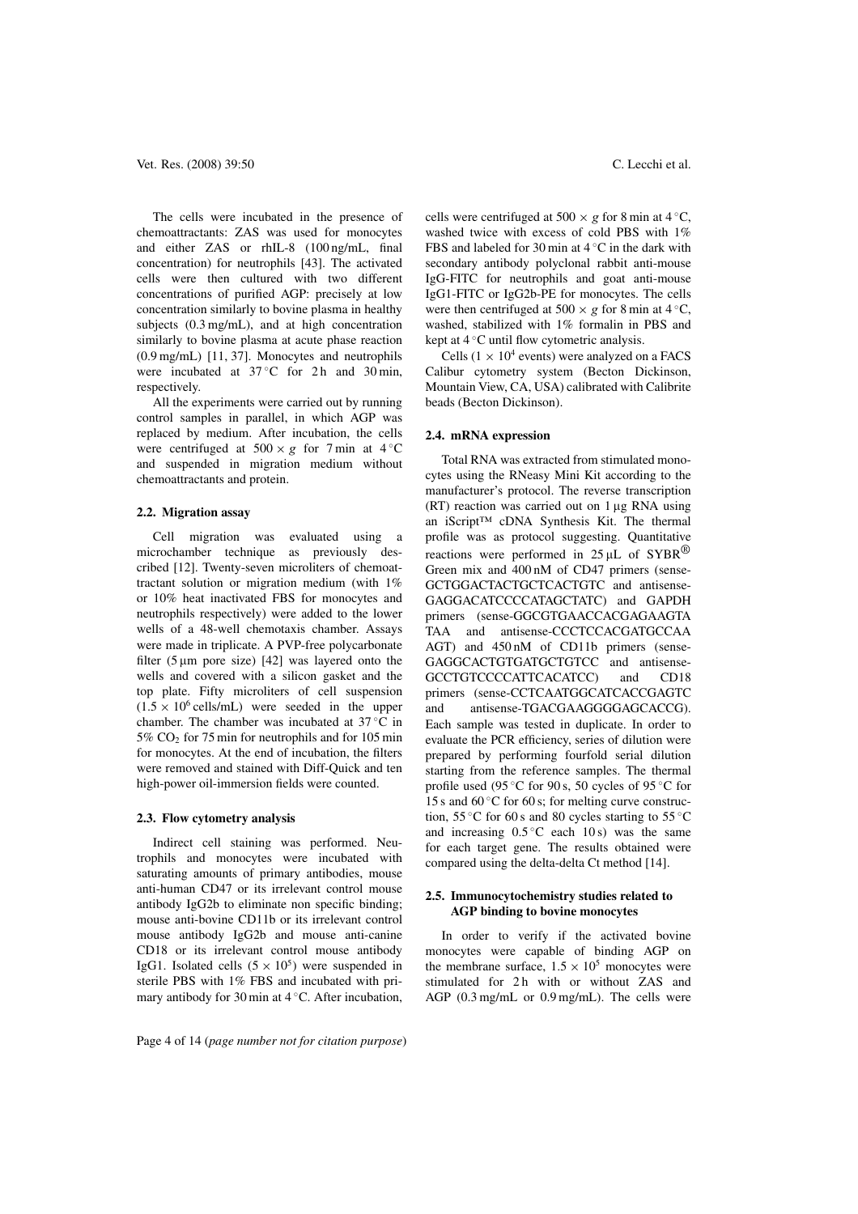The cells were incubated in the presence of chemoattractants: ZAS was used for monocytes and either ZAS or rhIL-8 (100 ng/mL, final concentration) for neutrophils [43]. The activated cells were then cultured with two different concentrations of purified AGP: precisely at low concentration similarly to bovine plasma in healthy subjects (0.3 mg/mL), and at high concentration similarly to bovine plasma at acute phase reaction (0.9 mg/mL) [11, 37]. Monocytes and neutrophils were incubated at 37 °C for 2 h and 30 min, respectively.

All the experiments were carried out by running control samples in parallel, in which AGP was replaced by medium. After incubation, the cells were centrifuged at $500 \times g$ for 7 min at 4 °C and suspended in migration medium without chemoattractants and protein.

### 2.2. Migration assay

Cell migration was evaluated using a microchamber technique as previously described [12]. Twenty-seven microliters of chemoattractant solution or migration medium (with 1% or 10% heat inactivated FBS for monocytes and neutrophils respectively) were added to the lower wells of a 48-well chemotaxis chamber. Assays were made in triplicate. A PVP-free polycarbonate filter (5 µm pore size) [42] was layered onto the wells and covered with a silicon gasket and the top plate. Fifty microliters of cell suspension ($1.5 \times 10^6$ cells/mL) were seeded in the upper chamber. The chamber was incubated at 37 °C in 5% $CO_2$ for 75 min for neutrophils and for 105 min for monocytes. At the end of incubation, the filters were removed and stained with Diff-Quick and ten high-power oil-immersion fields were counted.

### 2.3. Flow cytometry analysis

Indirect cell staining was performed. Neutrophils and monocytes were incubated with saturating amounts of primary antibodies, mouse anti-human CD47 or its irrelevant control mouse antibody IgG2b to eliminate non specific binding; mouse anti-bovine CD11b or its irrelevant control mouse antibody IgG2b and mouse anti-canine CD18 or its irrelevant control mouse antibody IgG1. Isolated cells ($5 \times 10^5$) were suspended in sterile PBS with 1% FBS and incubated with primary antibody for 30 min at 4 °C. After incubation, cells were centrifuged at $500 \times g$ for 8 min at 4 °C, washed twice with excess of cold PBS with 1% FBS and labeled for 30 min at 4 °C in the dark with secondary antibody polyclonal rabbit anti-mouse IgG-FITC for neutrophils and goat anti-mouse IgG1-FITC or IgG2b-PE for monocytes. The cells were then centrifuged at $500 \times g$ for 8 min at 4 °C, washed, stabilized with 1% formalin in PBS and kept at 4 °C until flow cytometric analysis.

Cells ($1 \times 10^4$ events) were analyzed on a FACS Calibur cytometry system (Becton Dickinson, Mountain View, CA, USA) calibrated with Calibrite beads (Becton Dickinson).

### 2.4. mRNA expression

Total RNA was extracted from stimulated monocytes using the RNeasy Mini Kit according to the manufacturer's protocol. The reverse transcription (RT) reaction was carried out on 1 µg RNA using an iScript™ cDNA Synthesis Kit. The thermal profile was as protocol suggesting. Quantitative reactions were performed in 25 µL of SYBR® Green mix and 400 nM of CD47 primers (sense-GCTGGACTACTGCTCACTGTC and antisense-GAGGACATCCCCATAGCTATC) and GAPDH primers (sense-GGCGTGAACCACGAGAAGTATAA and antisense-CCCTCCACGATGCCAAAGT) and 450 nM of CD11b primers (sense-GAGGCACTGTGATGCTGTCC and antisense-GCCTGTCCCCATTCACATCC) and CD18 primers (sense-CCTCAATGGCATCACCGAGTC and antisense-TGACGAAGGGGAGCACCG). Each sample was tested in duplicate. In order to evaluate the PCR efficiency, series of dilution were prepared by performing fourfold serial dilution starting from the reference samples. The thermal profile used (95 °C for 90 s, 50 cycles of 95 °C for 15 s and 60 °C for 60 s; for melting curve construction, 55 °C for 60 s and 80 cycles starting to 55 °C and increasing 0.5 °C each 10 s) was the same for each target gene. The results obtained were compared using the delta-delta Ct method [14].

### 2.5. Immunocytochemistry studies related to AGP binding to bovine monocytes

In order to verify if the activated bovine monocytes were capable of binding AGP on the membrane surface, $1.5 \times 10^5$ monocytes were stimulated for 2 h with or without ZAS and AGP (0.3 mg/mL or 0.9 mg/mL). The cells were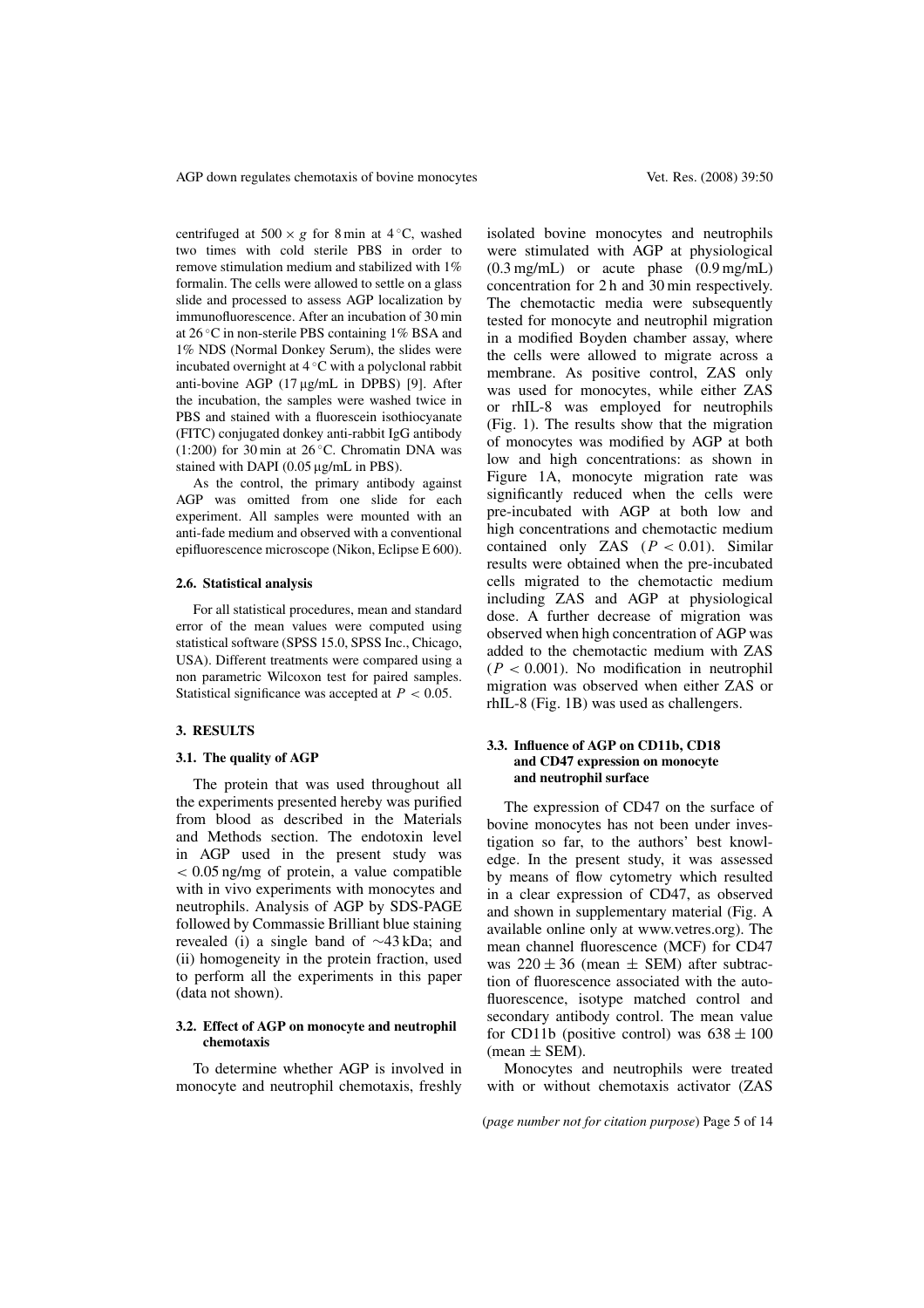centrifuged at $500 \times g$ for 8 min at 4 °C, washed two times with cold sterile PBS in order to remove stimulation medium and stabilized with 1% formalin. The cells were allowed to settle on a glass slide and processed to assess AGP localization by immunofluorescence. After an incubation of 30 min at 26 °C in non-sterile PBS containing 1% BSA and 1% NDS (Normal Donkey Serum), the slides were incubated overnight at 4 °C with a polyclonal rabbit anti-bovine AGP (17 µg/mL in DPBS) [9]. After the incubation, the samples were washed twice in PBS and stained with a fluorescein isothiocyanate (FITC) conjugated donkey anti-rabbit IgG antibody (1:200) for 30 min at 26 °C. Chromatin DNA was stained with DAPI (0.05 µg/mL in PBS).

As the control, the primary antibody against AGP was omitted from one slide for each experiment. All samples were mounted with an anti-fade medium and observed with a conventional epifluorescence microscope (Nikon, Eclipse E 600).

### 2.6. Statistical analysis

For all statistical procedures, mean and standard error of the mean values were computed using statistical software (SPSS 15.0, SPSS Inc., Chicago, USA). Different treatments were compared using a non parametric Wilcoxon test for paired samples. Statistical significance was accepted at $P < 0.05$.

## 3. RESULTS

### 3.1. The quality of AGP

The protein that was used throughout all the experiments presented hereby was purified from blood as described in the Materials and Methods section. The endotoxin level in AGP used in the present study was < 0.05 ng/mg of protein, a value compatible with in vivo experiments with monocytes and neutrophils. Analysis of AGP by SDS-PAGE followed by Commassie Brilliant blue staining revealed (i) a single band of ∼43 kDa; and (ii) homogeneity in the protein fraction, used to perform all the experiments in this paper (data not shown).

### 3.2. Effect of AGP on monocyte and neutrophil chemotaxis

To determine whether AGP is involved in monocyte and neutrophil chemotaxis, freshly isolated bovine monocytes and neutrophils were stimulated with AGP at physiological (0.3 mg/mL) or acute phase (0.9 mg/mL) concentration for 2 h and 30 min respectively. The chemotactic media were subsequently tested for monocyte and neutrophil migration in a modified Boyden chamber assay, where the cells were allowed to migrate across a membrane. As positive control, ZAS only was used for monocytes, while either ZAS or rhIL-8 was employed for neutrophils (Fig. 1). The results show that the migration of monocytes was modified by AGP at both low and high concentrations: as shown in Figure 1A, monocyte migration rate was significantly reduced when the cells were pre-incubated with AGP at both low and high concentrations and chemotactic medium contained only ZAS ($P < 0.01$). Similar results were obtained when the pre-incubated cells migrated to the chemotactic medium including ZAS and AGP at physiological dose. A further decrease of migration was observed when high concentration of AGP was added to the chemotactic medium with ZAS ($P < 0.001$). No modification in neutrophil migration was observed when either ZAS or rhIL-8 (Fig. 1B) was used as challengers.

### 3.3. Influence of AGP on CD11b, CD18 and CD47 expression on monocyte and neutrophil surface

The expression of CD47 on the surface of bovine monocytes has not been under investigation so far, to the authors' best knowledge. In the present study, it was assessed by means of flow cytometry which resulted in a clear expression of CD47, as observed and shown in supplementary material (Fig. A available online only at www.vetres.org). The mean channel fluorescence (MCF) for CD47 was $220 \pm 36$ (mean ± SEM) after subtraction of fluorescence associated with the autofluorescence, isotype matched control and secondary antibody control. The mean value for CD11b (positive control) was $638 \pm 100$ (mean ± SEM).

Monocytes and neutrophils were treated with or without chemotaxis activator (ZAS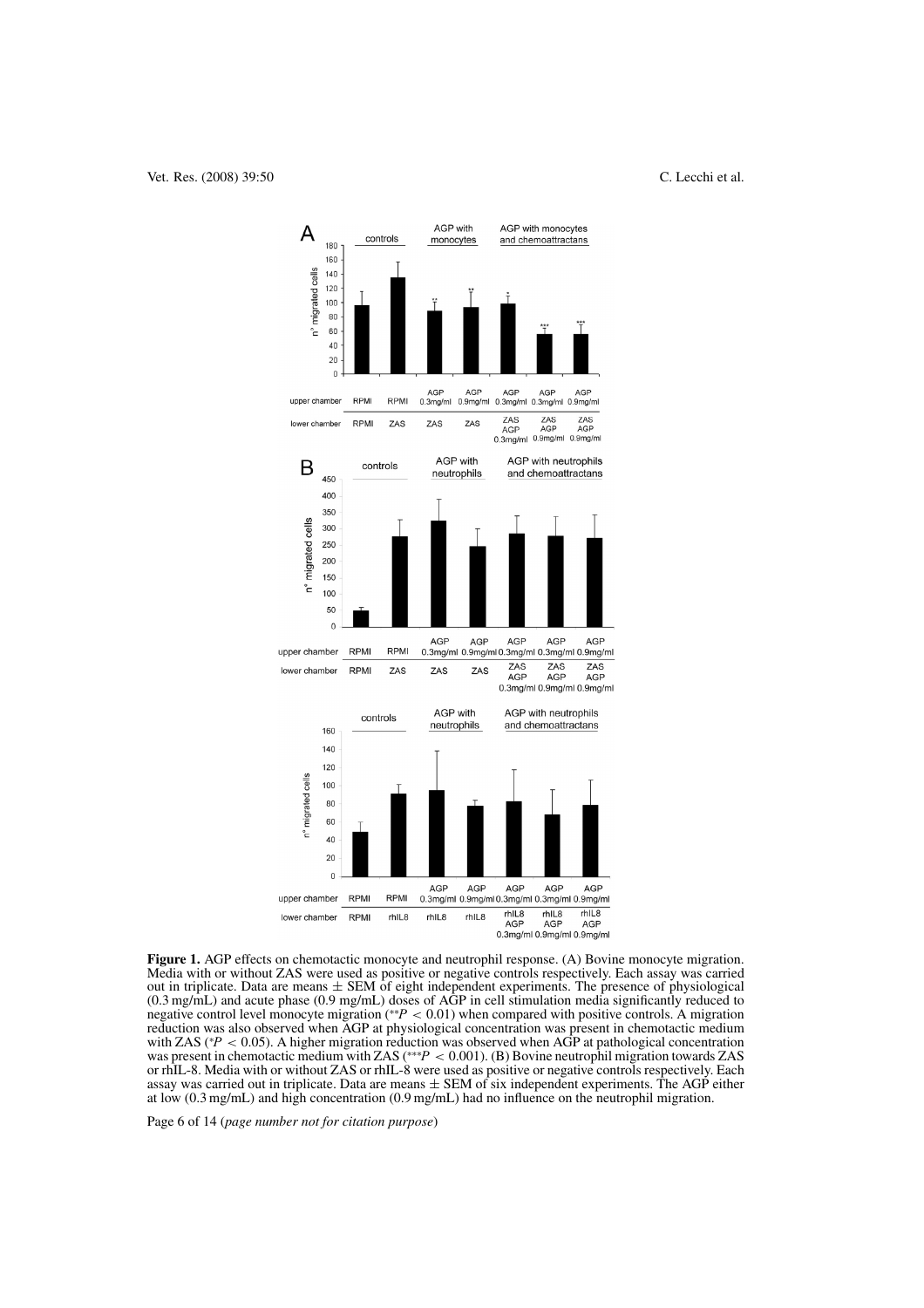**Figure 1.** AGP effects on chemotactic monocyte and neutrophil response. (A) Bovine monocyte migration. Media with or without ZAS were used as positive or negative controls respectively. Each assay was carried out in triplicate. Data are means ± SEM of eight independent experiments. The presence of physiological (0.3 mg/mL) and acute phase (0.9 mg/mL) doses of AGP in cell stimulation media significantly reduced to negative control level monocyte migration (** $P < 0.01$) when compared with positive controls. A migration reduction was also observed when AGP at physiological concentration was present in chemotactic medium with ZAS (* $P < 0.05$). A higher migration reduction was observed when AGP at pathological concentration was present in chemotactic medium with ZAS (*** $P < 0.001$). (B) Bovine neutrophil migration towards ZAS or rhIL-8. Media with or without ZAS or rhIL-8 were used as positive or negative controls respectively. Each assay was carried out in triplicate. Data are means ± SEM of six independent experiments. The AGP either at low (0.3 mg/mL) and high concentration (0.9 mg/mL) had no influence on the neutrophil migration.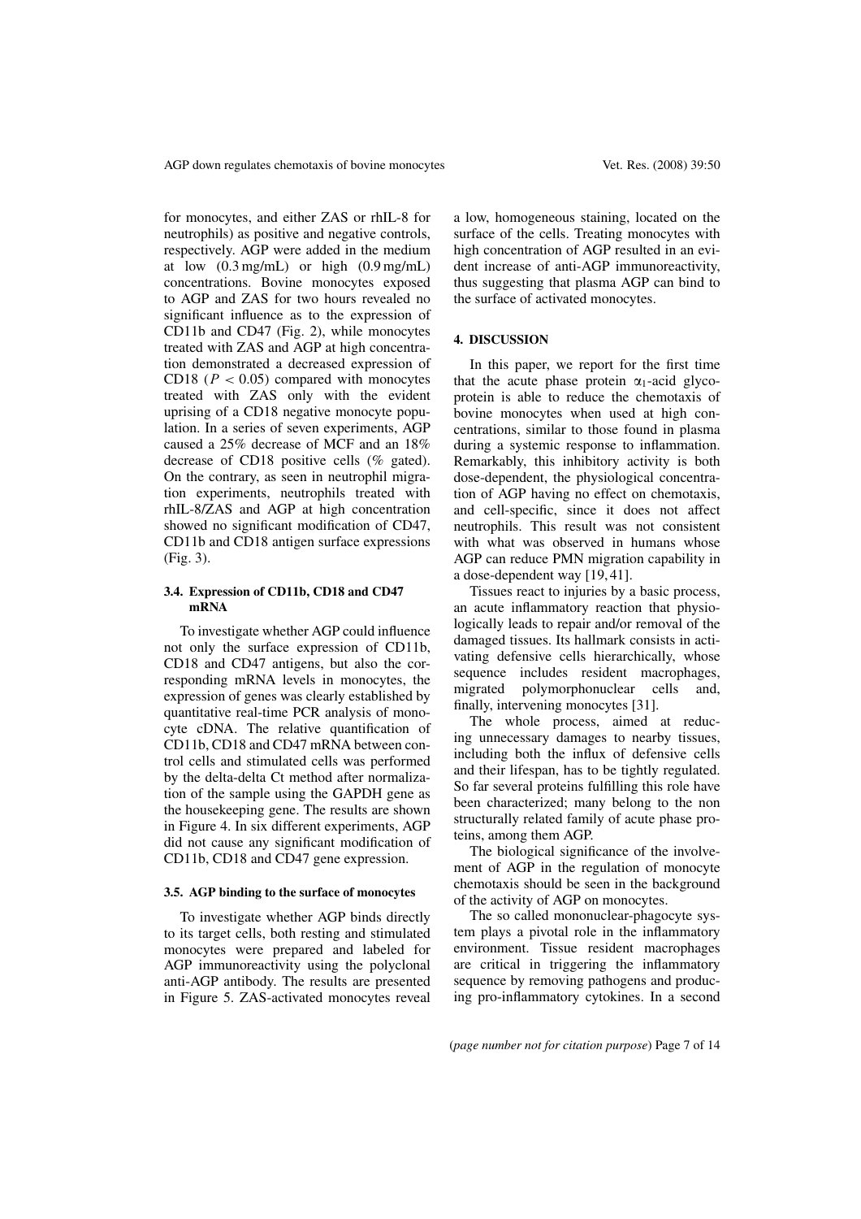for monocytes, and either ZAS or rhIL-8 for neutrophils) as positive and negative controls, respectively. AGP were added in the medium at low (0.3 mg/mL) or high (0.9 mg/mL) concentrations. Bovine monocytes exposed to AGP and ZAS for two hours revealed no significant influence as to the expression of CD11b and CD47 (Fig. 2), while monocytes treated with ZAS and AGP at high concentration demonstrated a decreased expression of CD18 ($P < 0.05$) compared with monocytes treated with ZAS only with the evident uprising of a CD18 negative monocyte population. In a series of seven experiments, AGP caused a 25% decrease of MCF and an 18% decrease of CD18 positive cells (% gated). On the contrary, as seen in neutrophil migration experiments, neutrophils treated with rhIL-8/ZAS and AGP at high concentration showed no significant modification of CD47, CD11b and CD18 antigen surface expressions (Fig. 3).

### 3.4. Expression of CD11b, CD18 and CD47 mRNA

To investigate whether AGP could influence not only the surface expression of CD11b, CD18 and CD47 antigens, but also the corresponding mRNA levels in monocytes, the expression of genes was clearly established by quantitative real-time PCR analysis of monocyte cDNA. The relative quantification of CD11b, CD18 and CD47 mRNA between control cells and stimulated cells was performed by the delta-delta Ct method after normalization of the sample using the GAPDH gene as the housekeeping gene. The results are shown in Figure 4. In six different experiments, AGP did not cause any significant modification of CD11b, CD18 and CD47 gene expression.

### 3.5. AGP binding to the surface of monocytes

To investigate whether AGP binds directly to its target cells, both resting and stimulated monocytes were prepared and labeled for AGP immunoreactivity using the polyclonal anti-AGP antibody. The results are presented in Figure 5. ZAS-activated monocytes reveal a low, homogeneous staining, located on the surface of the cells. Treating monocytes with high concentration of AGP resulted in an evident increase of anti-AGP immunoreactivity, thus suggesting that plasma AGP can bind to the surface of activated monocytes.

## 4. DISCUSSION

In this paper, we report for the first time that the acute phase protein $\alpha_1$-acid glycoprotein is able to reduce the chemotaxis of bovine monocytes when used at high concentrations, similar to those found in plasma during a systemic response to inflammation. Remarkably, this inhibitory activity is both dose-dependent, the physiological concentration of AGP having no effect on chemotaxis, and cell-specific, since it does not affect neutrophils. This result was not consistent with what was observed in humans whose AGP can reduce PMN migration capability in a dose-dependent way [19, 41].

Tissues react to injuries by a basic process, an acute inflammatory reaction that physiologically leads to repair and/or removal of the damaged tissues. Its hallmark consists in activating defensive cells hierarchically, whose sequence includes resident macrophages, migrated polymorphonuclear cells and, finally, intervening monocytes [31].

The whole process, aimed at reducing unnecessary damages to nearby tissues, including both the influx of defensive cells and their lifespan, has to be tightly regulated. So far several proteins fulfilling this role have been characterized; many belong to the non structurally related family of acute phase proteins, among them AGP.

The biological significance of the involvement of AGP in the regulation of monocyte chemotaxis should be seen in the background of the activity of AGP on monocytes.

The so called mononuclear-phagocyte system plays a pivotal role in the inflammatory environment. Tissue resident macrophages are critical in triggering the inflammatory sequence by removing pathogens and producing pro-inflammatory cytokines. In a second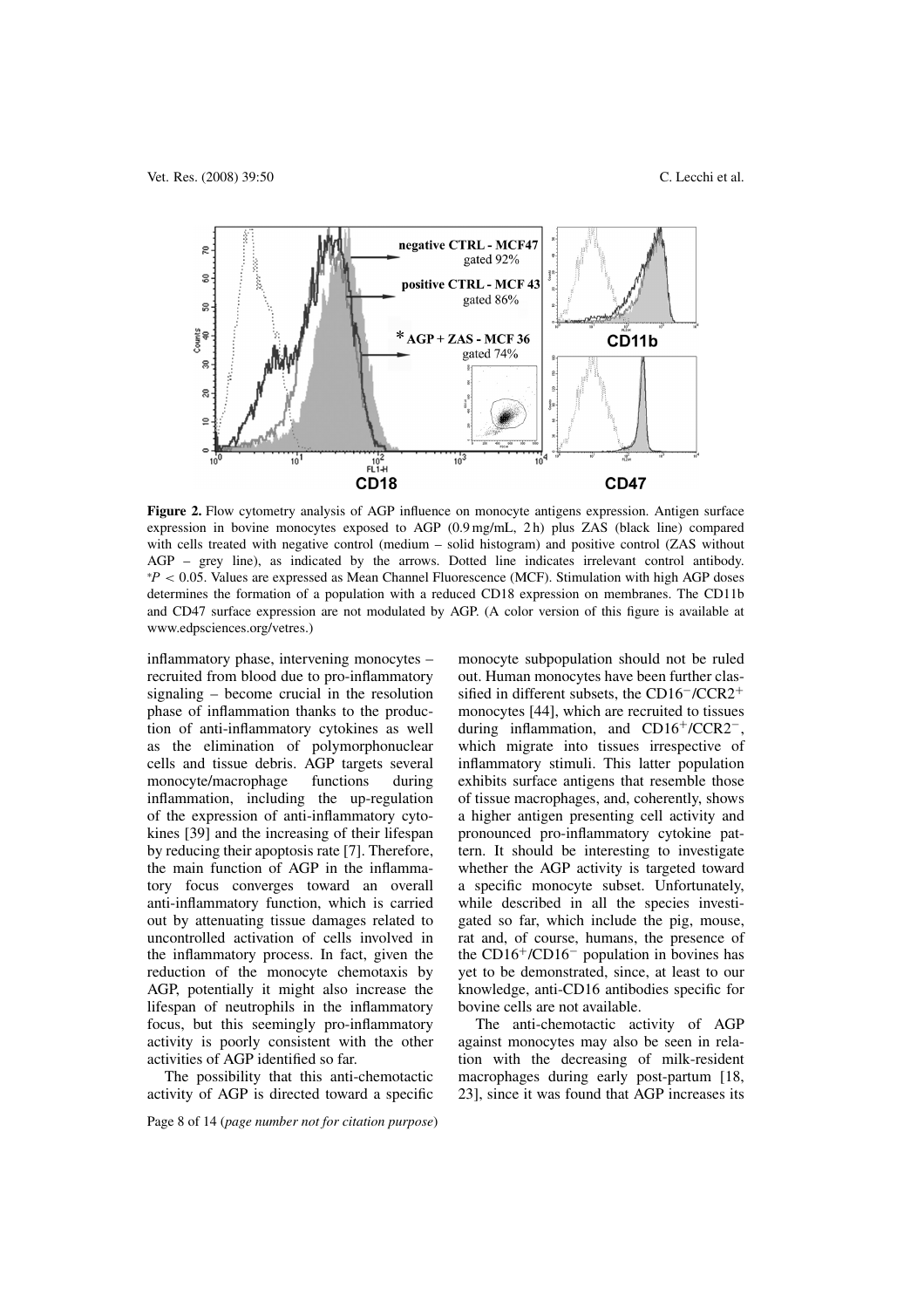**Figure 2.** Flow cytometry analysis of AGP influence on monocyte antigens expression. Antigen surface expression in bovine monocytes exposed to AGP (0.9 mg/mL, 2 h) plus ZAS (black line) compared with cells treated with negative control (medium – solid histogram) and positive control (ZAS without AGP – grey line), as indicated by the arrows. Dotted line indicates irrelevant control antibody. $^{*}P < 0.05$. Values are expressed as Mean Channel Fluorescence (MCF). Stimulation with high AGP doses determines the formation of a population with a reduced CD18 expression on membranes. The CD11b and CD47 surface expression are not modulated by AGP. (A color version of this figure is available at www.edpsciences.org/vetres.)

inflammatory phase, intervening monocytes – recruited from blood due to pro-inflammatory signaling – become crucial in the resolution phase of inflammation thanks to the production of anti-inflammatory cytokines as well as the elimination of polymorphonuclear cells and tissue debris. AGP targets several monocyte/macrophage functions during inflammation, including the up-regulation of the expression of anti-inflammatory cytokines [39] and the increasing of their lifespan by reducing their apoptosis rate [7]. Therefore, the main function of AGP in the inflammatory focus converges toward an overall anti-inflammatory function, which is carried out by attenuating tissue damages related to uncontrolled activation of cells involved in the inflammatory process. In fact, given the reduction of the monocyte chemotaxis by AGP, potentially it might also increase the lifespan of neutrophils in the inflammatory focus, but this seemingly pro-inflammatory activity is poorly consistent with the other activities of AGP identified so far.

The possibility that this anti-chemotactic activity of AGP is directed toward a specific monocyte subpopulation should not be ruled out. Human monocytes have been further classified in different subsets, the $CD16^{-}/CCR2^{+}$ monocytes [44], which are recruited to tissues during inflammation, and $CD16^{+}/CCR2^{-}$, which migrate into tissues irrespective of inflammatory stimuli. This latter population exhibits surface antigens that resemble those of tissue macrophages, and, coherently, shows a higher antigen presenting cell activity and pronounced pro-inflammatory cytokine pattern. It should be interesting to investigate whether the AGP activity is targeted toward a specific monocyte subset. Unfortunately, while described in all the species investigated so far, which include the pig, mouse, rat and, of course, humans, the presence of the $CD16^{+}/CD16^{-}$ population in bovines has yet to be demonstrated, since, at least to our knowledge, anti-CD16 antibodies specific for bovine cells are not available.

The anti-chemotactic activity of AGP against monocytes may also be seen in relation with the decreasing of milk-resident macrophages during early post-partum [18, 23], since it was found that AGP increases its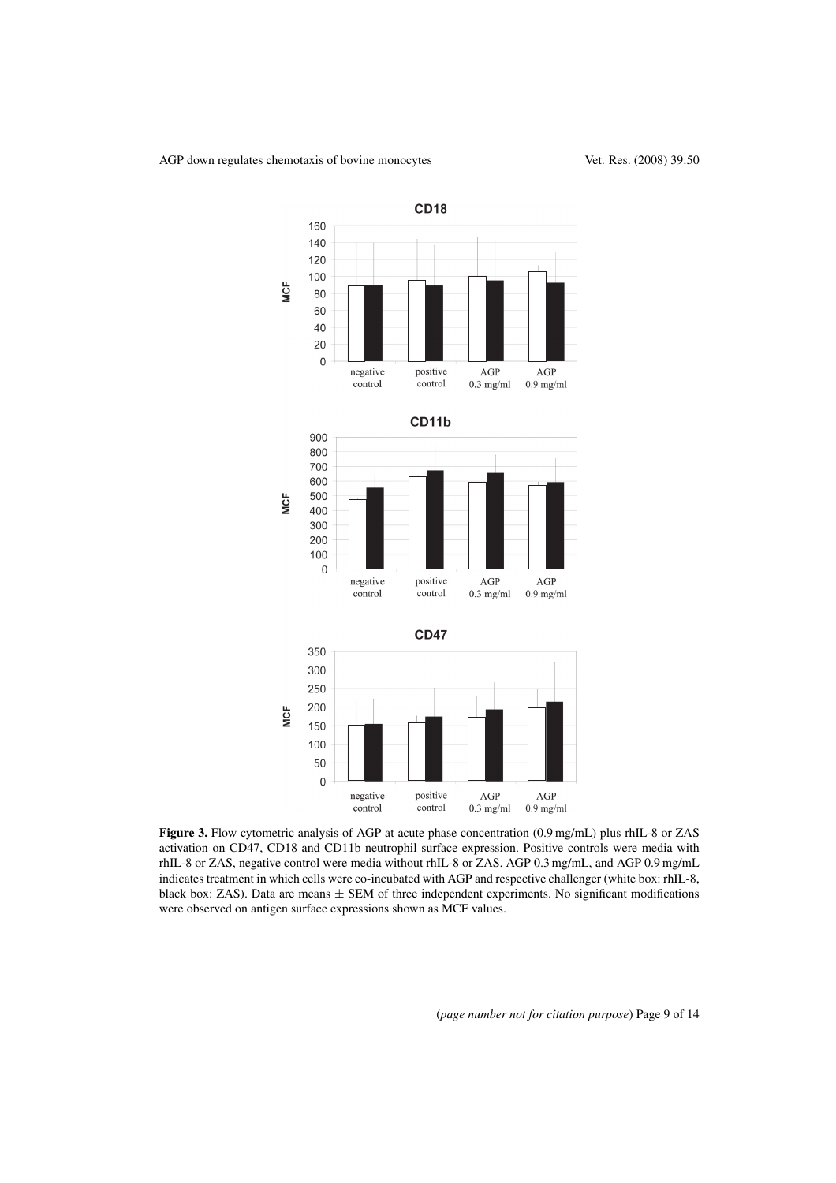**Figure 3.** Flow cytometric analysis of AGP at acute phase concentration (0.9 mg/mL) plus rhIL-8 or ZAS activation on CD47, CD18 and CD11b neutrophil surface expression. Positive controls were media with rhIL-8 or ZAS, negative control were media without rhIL-8 or ZAS. AGP 0.3 mg/mL, and AGP 0.9 mg/mL indicates treatment in which cells were co-incubated with AGP and respective challenger (white box: rhIL-8, black box: ZAS). Data are means ± SEM of three independent experiments. No significant modifications were observed on antigen surface expressions shown as MCF values.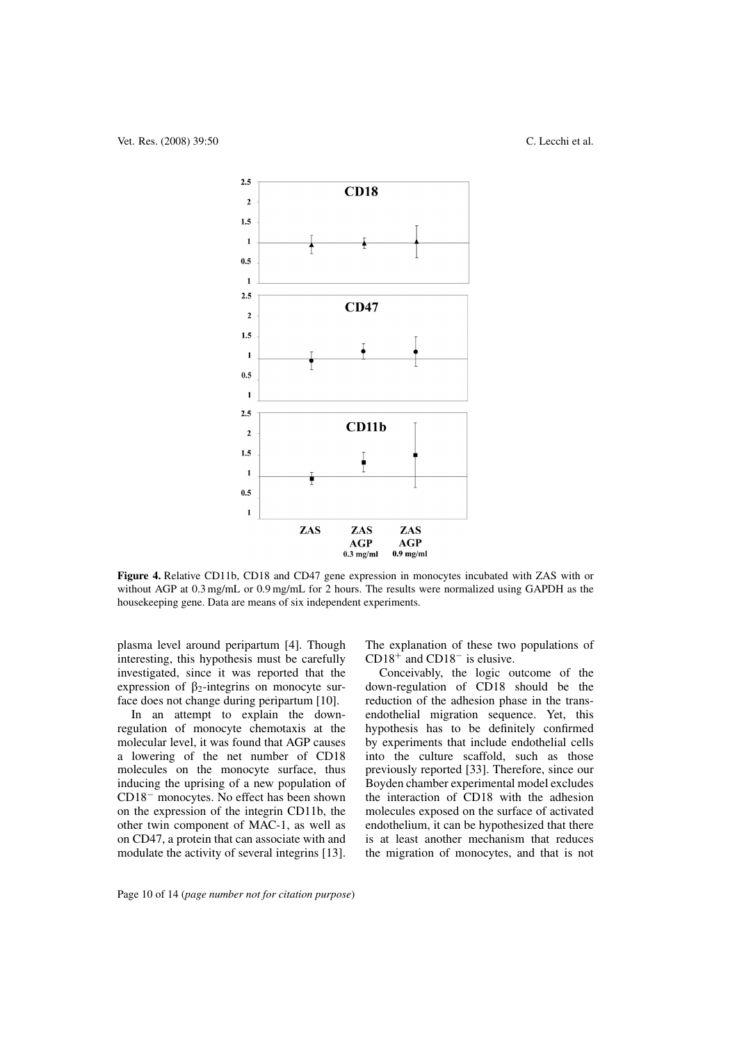**Figure 4.** Relative CD11b, CD18 and CD47 gene expression in monocytes incubated with ZAS with or without AGP at 0.3 mg/mL or 0.9 mg/mL for 2 hours. The results were normalized using GAPDH as the housekeeping gene. Data are means of six independent experiments.

plasma level around peripartum [4]. Though interesting, this hypothesis must be carefully investigated, since it was reported that the expression of $\beta_2$-integrins on monocyte surface does not change during peripartum [10].

In an attempt to explain the down-regulation of monocyte chemotaxis at the molecular level, it was found that AGP causes a lowering of the net number of CD18 molecules on the monocyte surface, thus inducing the uprising of a new population of $CD18^-$ monocytes. No effect has been shown on the expression of the integrin CD11b, the other twin component of MAC-1, as well as on CD47, a protein that can associate with and modulate the activity of several integrins [13]. The explanation of these two populations of $CD18^+$ and $CD18^-$ is elusive.

Conceivably, the logic outcome of the down-regulation of CD18 should be the reduction of the adhesion phase in the trans-endothelial migration sequence. Yet, this hypothesis has to be definitely confirmed by experiments that include endothelial cells into the culture scaffold, such as those previously reported [33]. Therefore, since our Boyden chamber experimental model excludes the interaction of CD18 with the adhesion molecules exposed on the surface of activated endothelium, it can be hypothesized that there is at least another mechanism that reduces the migration of monocytes, and that is not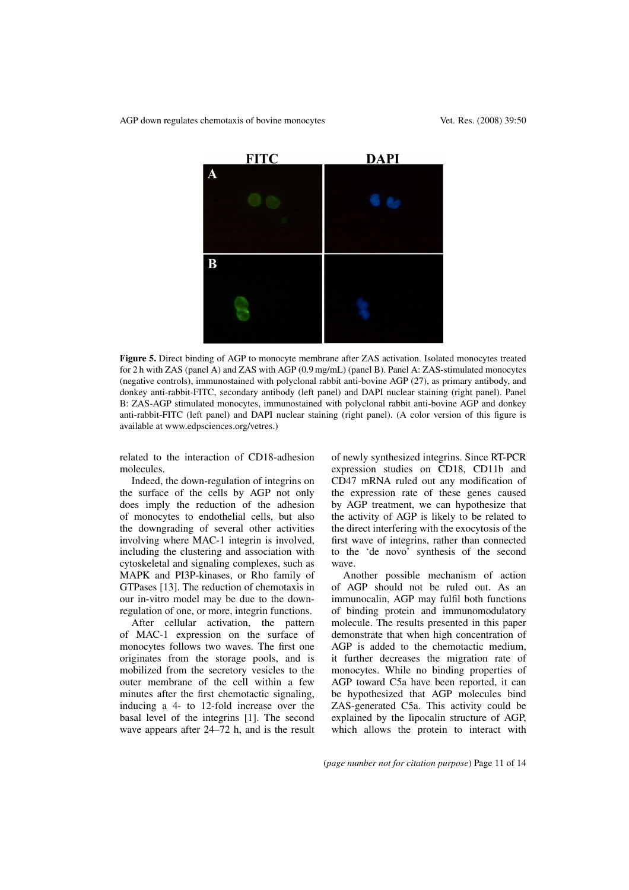**Figure 5.** Direct binding of AGP to monocyte membrane after ZAS activation. Isolated monocytes treated for 2 h with ZAS (panel A) and ZAS with AGP (0.9 mg/mL) (panel B). Panel A: ZAS-stimulated monocytes (negative controls), immunostained with polyclonal rabbit anti-bovine AGP (27), as primary antibody, and donkey anti-rabbit-FITC, secondary antibody (left panel) and DAPI nuclear staining (right panel). Panel B: ZAS-AGP stimulated monocytes, immunostained with polyclonal rabbit anti-bovine AGP and donkey anti-rabbit-FITC (left panel) and DAPI nuclear staining (right panel). (A color version of this figure is available at www.edpsciences.org/vetres.)

related to the interaction of CD18-adhesion molecules.

Indeed, the down-regulation of integrins on the surface of the cells by AGP not only does imply the reduction of the adhesion of monocytes to endothelial cells, but also the downgrading of several other activities involving where MAC-1 integrin is involved, including the clustering and association with cytoskeletal and signaling complexes, such as MAPK and PI3P-kinases, or Rho family of GTPases [13]. The reduction of chemotaxis in our in-vitro model may be due to the down-regulation of one, or more, integrin functions.

After cellular activation, the pattern of MAC-1 expression on the surface of monocytes follows two waves. The first one originates from the storage pools, and is mobilized from the secretory vesicles to the outer membrane of the cell within a few minutes after the first chemotactic signaling, inducing a 4- to 12-fold increase over the basal level of the integrins [1]. The second wave appears after 24–72 h, and is the result of newly synthesized integrins. Since RT-PCR expression studies on CD18, CD11b and CD47 mRNA ruled out any modification of the expression rate of these genes caused by AGP treatment, we can hypothesize that the activity of AGP is likely to be related to the direct interfering with the exocytosis of the first wave of integrins, rather than connected to the 'de novo' synthesis of the second wave.

Another possible mechanism of action of AGP should not be ruled out. As an immunocalin, AGP may fulfil both functions of binding protein and immunomodulatory molecule. The results presented in this paper demonstrate that when high concentration of AGP is added to the chemotactic medium, it further decreases the migration rate of monocytes. While no binding properties of AGP toward C5a have been reported, it can be hypothesized that AGP molecules bind ZAS-generated C5a. This activity could be explained by the lipocalin structure of AGP, which allows the protein to interact with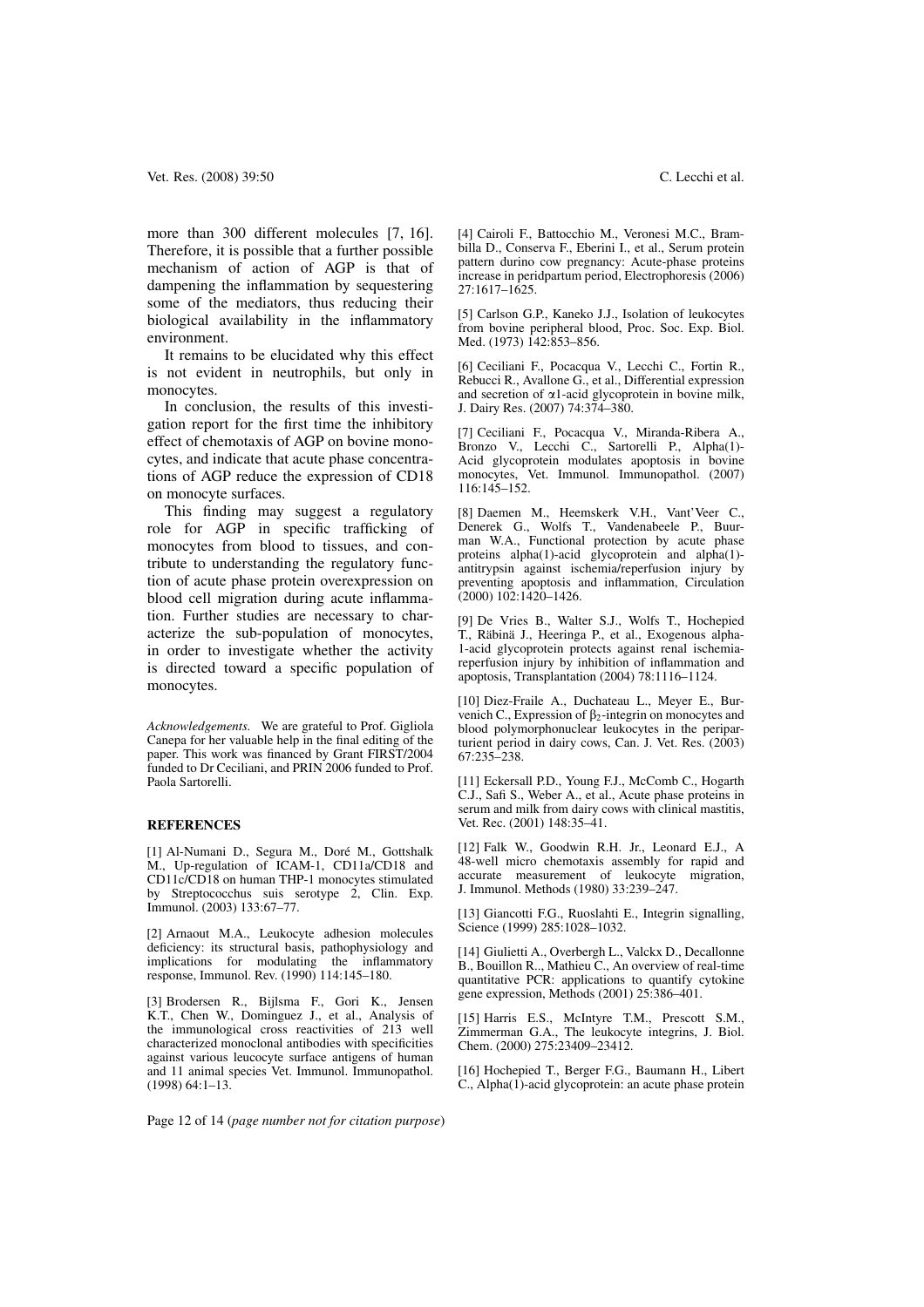more than 300 different molecules [7, 16]. Therefore, it is possible that a further possible mechanism of action of AGP is that of dampening the inflammation by sequestering some of the mediators, thus reducing their biological availability in the inflammatory environment.

It remains to be elucidated why this effect is not evident in neutrophils, but only in monocytes.

In conclusion, the results of this investigation report for the first time the inhibitory effect of chemotaxis of AGP on bovine monocytes, and indicate that acute phase concentrations of AGP reduce the expression of CD18 on monocyte surfaces.

This finding may suggest a regulatory role for AGP in specific trafficking of monocytes from blood to tissues, and contribute to understanding the regulatory function of acute phase protein overexpression on blood cell migration during acute inflammation. Further studies are necessary to characterize the sub-population of monocytes, in order to investigate whether the activity is directed toward a specific population of monocytes.

*Acknowledgements.* We are grateful to Prof. Gigliola Canepa for her valuable help in the final editing of the paper. This work was financed by Grant FIRST/2004 funded to Dr Ceciliani, and PRIN 2006 funded to Prof. Paola Sartorelli.

## REFERENCES

[1] Al-Numani D., Segura M., Doré M., Gottshalk M., Up-regulation of ICAM-1, CD11a/CD18 and CD11c/CD18 on human THP-1 monocytes stimulated by Streptococchus suis serotype 2, Clin. Exp. Immunol. (2003) 133:67–77.

[2] Arnaout M.A., Leukocyte adhesion molecules deficiency: its structural basis, pathophysiology and implications for modulating the inflammatory response, Immunol. Rev. (1990) 114:145–180.

[3] Brodersen R., Bijlsma F., Gori K., Jensen K.T., Chen W., Dominguez J., et al., Analysis of the immunological cross reactivities of 213 well characterized monoclonal antibodies with specificities against various leucocyte surface antigens of human and 11 animal species Vet. Immunol. Immunopathol. (1998) 64:1–13.

[4] Cairoli F., Battocchio M., Veronesi M.C., Brambilla D., Conserva F., Eberini I., et al., Serum protein pattern durino cow pregnancy: Acute-phase proteins increase in peridpartum period, Electrophoresis (2006) 27:1617–1625.

[5] Carlson G.P., Kaneko J.J., Isolation of leukocytes from bovine peripheral blood, Proc. Soc. Exp. Biol. Med. (1973) 142:853–856.

[6] Ceciliani F., Pocacqua V., Lecchi C., Fortin R., Rebucci R., Avallone G., et al., Differential expression and secretion of $\alpha$1-acid glycoprotein in bovine milk, J. Dairy Res. (2007) 74:374–380.

[7] Ceciliani F., Pocacqua V., Miranda-Ribera A., Bronzo V., Lecchi C., Sartorelli P., Alpha(1)-Acid glycoprotein modulates apoptosis in bovine monocytes, Vet. Immunol. Immunopathol. (2007) 116:145–152.

[8] Daemen M., Heemskerk V.H., Vant'Veer C., Denerek G., Wolfs T., Vandenabeele P., Buurman W.A., Functional protection by acute phase proteins alpha(1)-acid glycoprotein and alpha(1)-antitrypsin against ischemia/reperfusion injury by preventing apoptosis and inflammation, Circulation (2000) 102:1420–1426.

[9] De Vries B., Walter S.J., Wolfs T., Hochepied T., Räbinä J., Heeringa P., et al., Exogenous alpha-1-acid glycoprotein protects against renal ischemia-reperfusion injury by inhibition of inflammation and apoptosis, Transplantation (2004) 78:1116–1124.

[10] Diez-Fraile A., Duchateau L., Meyer E., Burvenich C., Expression of $\beta_2$-integrin on monocytes and blood polymorphonuclear leukocytes in the periparturient period in dairy cows, Can. J. Vet. Res. (2003) 67:235–238.

[11] Eckersall P.D., Young F.J., McComb C., Hogarth C.J., Safi S., Weber A., et al., Acute phase proteins in serum and milk from dairy cows with clinical mastitis, Vet. Rec. (2001) 148:35–41.

[12] Falk W., Goodwin R.H. Jr., Leonard E.J., A 48-well micro chemotaxis assembly for rapid and accurate measurement of leukocyte migration, J. Immunol. Methods (1980) 33:239–247.

[13] Giancotti F.G., Ruoslahti E., Integrin signalling, Science (1999) 285:1028–1032.

[14] Giulietti A., Overbergh L., Valckx D., Decallonne B., Bouillon R.., Mathieu C., An overview of real-time quantitative PCR: applications to quantify cytokine gene expression, Methods (2001) 25:386–401.

[15] Harris E.S., McIntyre T.M., Prescott S.M., Zimmerman G.A., The leukocyte integrins, J. Biol. Chem. (2000) 275:23409–23412.

[16] Hochepied T., Berger F.G., Baumann H., Libert C., Alpha(1)-acid glycoprotein: an acute phase protein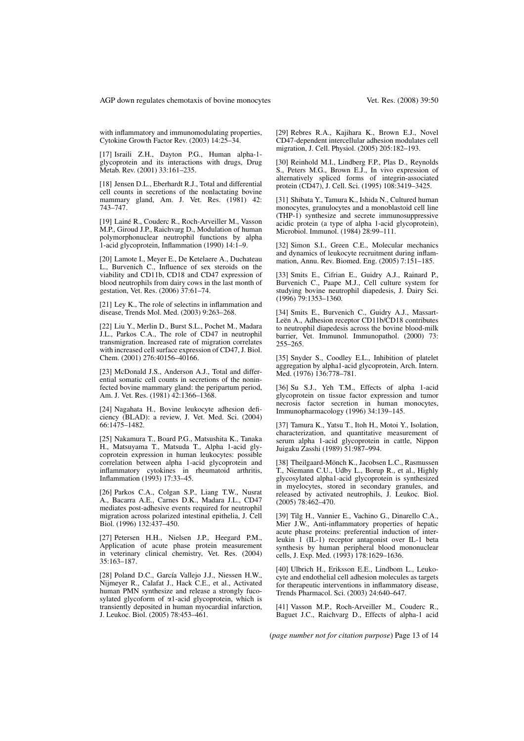with inflammatory and immunomodulating properties, Cytokine Growth Factor Rev. (2003) 14:25–34.

[17] Israili Z.H., Dayton P.G., Human alpha-1-glycoprotein and its interactions with drugs, Drug Metab. Rev. (2001) 33:161–235.

[18] Jensen D.L., Eberhardt R.J., Total and differential cell counts in secretions of the nonlactating bovine mammary gland, Am. J. Vet. Res. (1981) 42: 743–747.

[19] Lainé R., Couderc R., Roch-Arveiller M., Vasson M.P., Giroud J.P., Raichvarg D., Modulation of human polymorphonuclear neutrophil functions by alpha 1-acid glycoprotein, Inflammation (1990) 14:1–9.

[20] Lamote I., Meyer E., De Ketelaere A., Duchateau L., Burvenich C., Influence of sex steroids on the viability and CD11b, CD18 and CD47 expression of blood neutrophils from dairy cows in the last month of gestation, Vet. Res. (2006) 37:61–74.

[21] Ley K., The role of selectins in inflammation and disease, Trends Mol. Med. (2003) 9:263–268.

[22] Liu Y., Merlin D., Burst S.L., Pochet M., Madara J.L., Parkos C.A., The role of CD47 in neutrophil transmigration. Increased rate of migration correlates with increased cell surface expression of CD47, J. Biol. Chem. (2001) 276:40156–40166.

[23] McDonald J.S., Anderson A.J., Total and differential somatic cell counts in secretions of the noninfected bovine mammary gland: the peripartum period, Am. J. Vet. Res. (1981) 42:1366–1368.

[24] Nagahata H., Bovine leukocyte adhesion deficiency (BLAD): a review, J. Vet. Med. Sci. (2004) 66:1475–1482.

[25] Nakamura T., Board P.G., Matsushita K., Tanaka H., Matsuyama T., Matsuda T., Alpha 1-acid glycoprotein expression in human leukocytes: possible correlation between alpha 1-acid glycoprotein and inflammatory cytokines in rheumatoid arthritis, Inflammation (1993) 17:33–45.

[26] Parkos C.A., Colgan S.P., Liang T.W., Nusrat A., Bacarra A.E., Carnes D.K., Madara J.L., CD47 mediates post-adhesive events required for neutrophil migration across polarized intestinal epithelia, J. Cell Biol. (1996) 132:437–450.

[27] Petersen H.H., Nielsen J.P., Heegard P.M., Application of acute phase protein measurement in veterinary clinical chemistry, Vet. Res. (2004) 35:163–187.

[28] Poland D.C., García Vallejo J.J., Niessen H.W., Nijmeyer R., Calafat J., Hack C.E., et al., Activated human PMN synthesize and release a strongly fucosylated glycoform of α1-acid glycoprotein, which is transiently deposited in human myocardial infarction, J. Leukoc. Biol. (2005) 78:453–461.

[29] Rebres R.A., Kajihara K., Brown E.J., Novel CD47-dependent intercellular adhesion modulates cell migration, J. Cell. Physiol. (2005) 205:182–193.

[30] Reinhold M.I., Lindberg F.P., Plas D., Reynolds S., Peters M.G., Brown E.J., In vivo expression of alternatively spliced forms of integrin-associated protein (CD47), J. Cell. Sci. (1995) 108:3419–3425.

[31] Shibata Y., Tamura K., Ishida N., Cultured human monocytes, granulocytes and a monoblastoid cell line (THP-1) synthesize and secrete immunosuppressive acidic protein (a type of alpha 1-acid glycoprotein), Microbiol. Immunol. (1984) 28:99–111.

[32] Simon S.I., Green C.E., Molecular mechanics and dynamics of leukocyte recruitment during inflammation, Annu. Rev. Biomed. Eng. (2005) 7:151–185.

[33] Smits E., Cifrian E., Guidry A.J., Rainard P., Burvenich C., Paape M.J., Cell culture system for studying bovine neutrophil diapedesis, J. Dairy Sci. (1996) 79:1353–1360.

[34] Smits E., Burvenich C., Guidry A.J., Massart-Leën A., Adhesion receptor CD11b/CD18 contributes to neutrophil diapedesis across the bovine blood-milk barrier, Vet. Immunol. Immunopathol. (2000) 73: 255–265.

[35] Snyder S., Coodley E.L., Inhibition of platelet aggregation by alpha1-acid glycoprotein, Arch. Intern. Med. (1976) 136:778–781.

[36] Su S.J., Yeh T.M., Effects of alpha 1-acid glycoprotein on tissue factor expression and tumor necrosis factor secretion in human monocytes, Immunopharmacology (1996) 34:139–145.

[37] Tamura K., Yatsu T., Itoh H., Motoi Y., Isolation, characterization, and quantitative measurement of serum alpha 1-acid glycoprotein in cattle, Nippon Juigaku Zasshi (1989) 51:987–994.

[38] Theilgaard-Mönch K., Jacobsen L.C., Rasmussen T., Niemann C.U., Udby L., Borup R., et al., Highly glycosylated alpha1-acid glycoprotein is synthesized in myelocytes, stored in secondary granules, and released by activated neutrophils, J. Leukoc. Biol. (2005) 78:462–470.

[39] Tilg H., Vannier E., Vachino G., Dinarello C.A., Mier J.W., Anti-inflammatory properties of hepatic acute phase proteins: preferential induction of interleukin 1 (IL-1) receptor antagonist over IL-1 beta synthesis by human peripheral blood mononuclear cells, J. Exp. Med. (1993) 178:1629–1636.

[40] Ulbrich H., Eriksson E.E., Lindbom L., Leukocyte and endothelial cell adhesion molecules as targets for therapeutic interventions in inflammatory disease, Trends Pharmacol. Sci. (2003) 24:640–647.

[41] Vasson M.P., Roch-Arveiller M., Couderc R., Baguet J.C., Raichvarg D., Effects of alpha-1 acid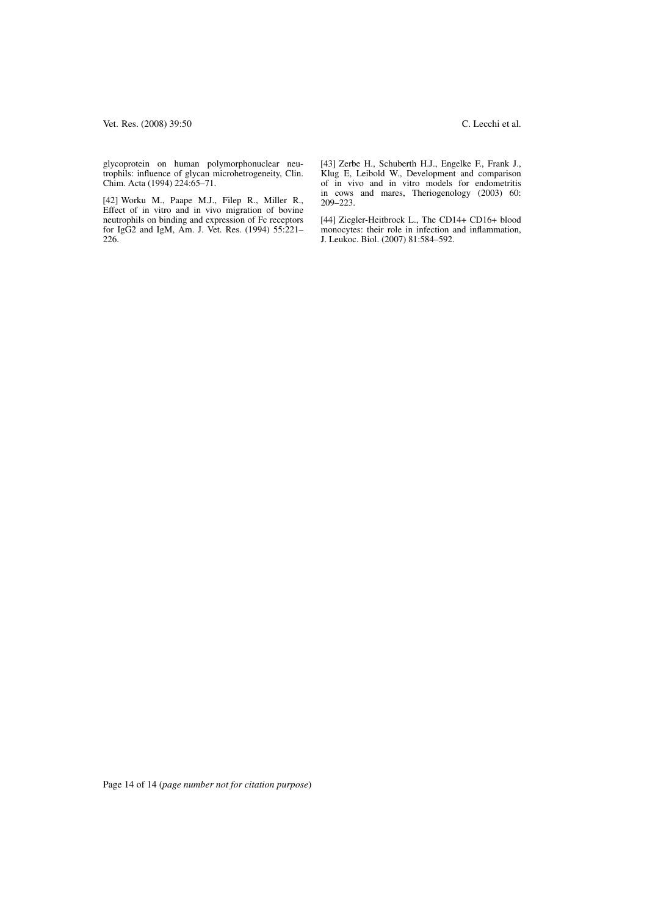glycoprotein on human polymorphonuclear neutrophils: influence of glycan microhetrogeneity, Clin. Chim. Acta (1994) 224:65–71.

[42] Worku M., Paape M.J., Filep R., Miller R., Effect of in vitro and in vivo migration of bovine neutrophils on binding and expression of Fc receptors for IgG2 and IgM, Am. J. Vet. Res. (1994) 55:221–226.

[43] Zerbe H., Schuberth H.J., Engelke F., Frank J., Klug E, Leibold W., Development and comparison of in vivo and in vitro models for endometritis in cows and mares, Theriogenology (2003) 60: 209–223.

[44] Ziegler-Heitbrock L., The CD14+ CD16+ blood monocytes: their role in infection and inflammation, J. Leukoc. Biol. (2007) 81:584–592.